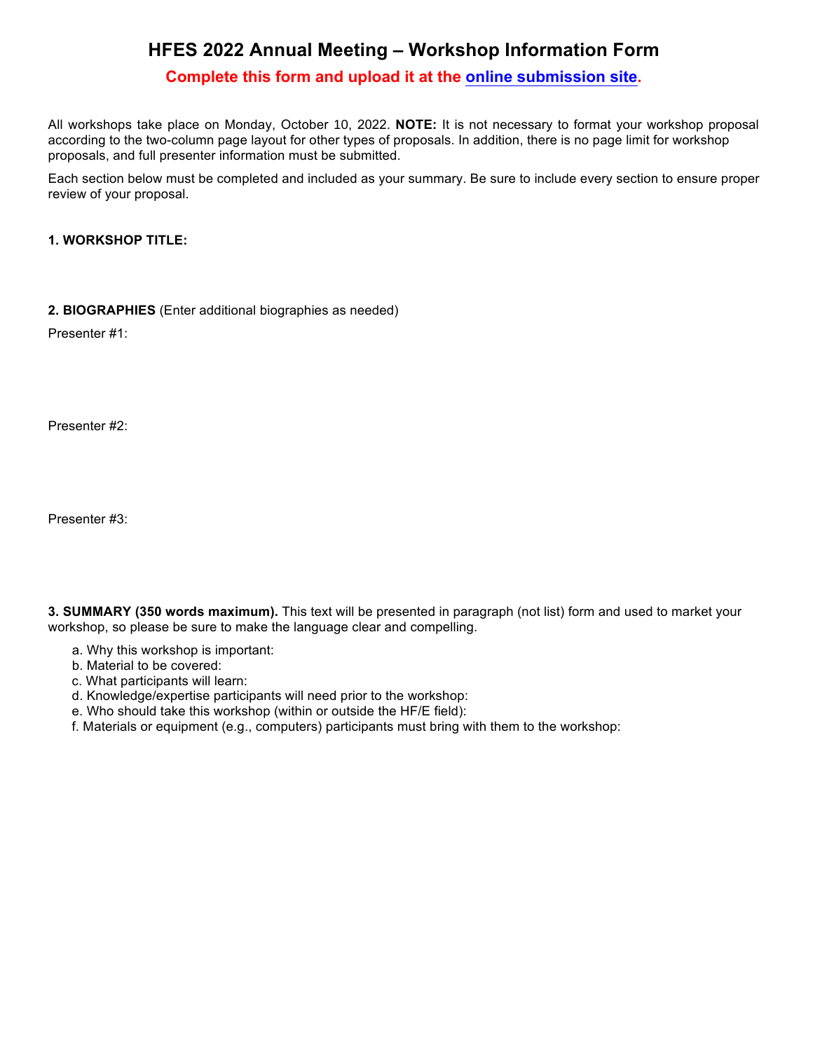# HFES 2022 Annual Meeting – Workshop Information Form

**Complete this form and upload it at the [online submission site](online submission site).**

All workshops take place on Monday, October 10, 2022. **NOTE:** It is not necessary to format your workshop proposal according to the two-column page layout for other types of proposals. In addition, there is no page limit for workshop proposals, and full presenter information must be submitted.

Each section below must be completed and included as your summary. Be sure to include every section to ensure proper review of your proposal.

**1. WORKSHOP TITLE:**

**2. BIOGRAPHIES** (Enter additional biographies as needed)

Presenter #1:

Presenter #2:

Presenter #3:

**3. SUMMARY (350 words maximum).** This text will be presented in paragraph (not list) form and used to market your workshop, so please be sure to make the language clear and compelling.

a. Why this workshop is important:
b. Material to be covered:
c. What participants will learn:
d. Knowledge/expertise participants will need prior to the workshop:
e. Who should take this workshop (within or outside the HF/E field):
f. Materials or equipment (e.g., computers) participants must bring with them to the workshop: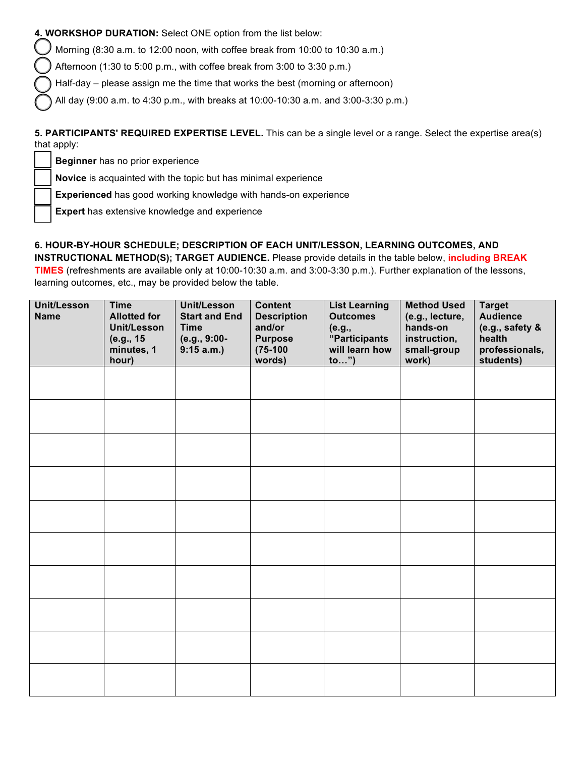**4. WORKSHOP DURATION:** Select ONE option from the list below:

- ◯ Morning (8:30 a.m. to 12:00 noon, with coffee break from 10:00 to 10:30 a.m.)
- ◯ Afternoon (1:30 to 5:00 p.m., with coffee break from 3:00 to 3:30 p.m.)
- ◯ Half-day – please assign me the time that works the best (morning or afternoon)
- ◯ All day (9:00 a.m. to 4:30 p.m., with breaks at 10:00-10:30 a.m. and 3:00-3:30 p.m.)

**5. PARTICIPANTS' REQUIRED EXPERTISE LEVEL.** This can be a single level or a range. Select the expertise area(s) that apply:

- ☐ **Beginner** has no prior experience
- ☐ **Novice** is acquainted with the topic but has minimal experience
- ☐ **Experienced** has good working knowledge with hands-on experience
- ☐ **Expert** has extensive knowledge and experience

**6. HOUR-BY-HOUR SCHEDULE; DESCRIPTION OF EACH UNIT/LESSON, LEARNING OUTCOMES, AND INSTRUCTIONAL METHOD(S); TARGET AUDIENCE.** Please provide details in the table below, **including BREAK TIMES** (refreshments are available only at 10:00-10:30 a.m. and 3:00-3:30 p.m.). Further explanation of the lessons, learning outcomes, etc., may be provided below the table.

| Unit/Lesson Name | Time Allotted for Unit/Lesson (e.g., 15 minutes, 1 hour) | Unit/Lesson Start and End Time (e.g., 9:00-9:15 a.m.) | Content Description and/or Purpose (75-100 words) | List Learning Outcomes (e.g., "Participants will learn how to…") | Method Used (e.g., lecture, hands-on instruction, small-group work) | Target Audience (e.g., safety & health professionals, students) |
| --- | --- | --- | --- | --- | --- | --- |
| | | | | | | |
| | | | | | | |
| | | | | | | |
| | | | | | | |
| | | | | | | |
| | | | | | | |
| | | | | | | |
| | | | | | | |
| | | | | | | |
| | | | | | | |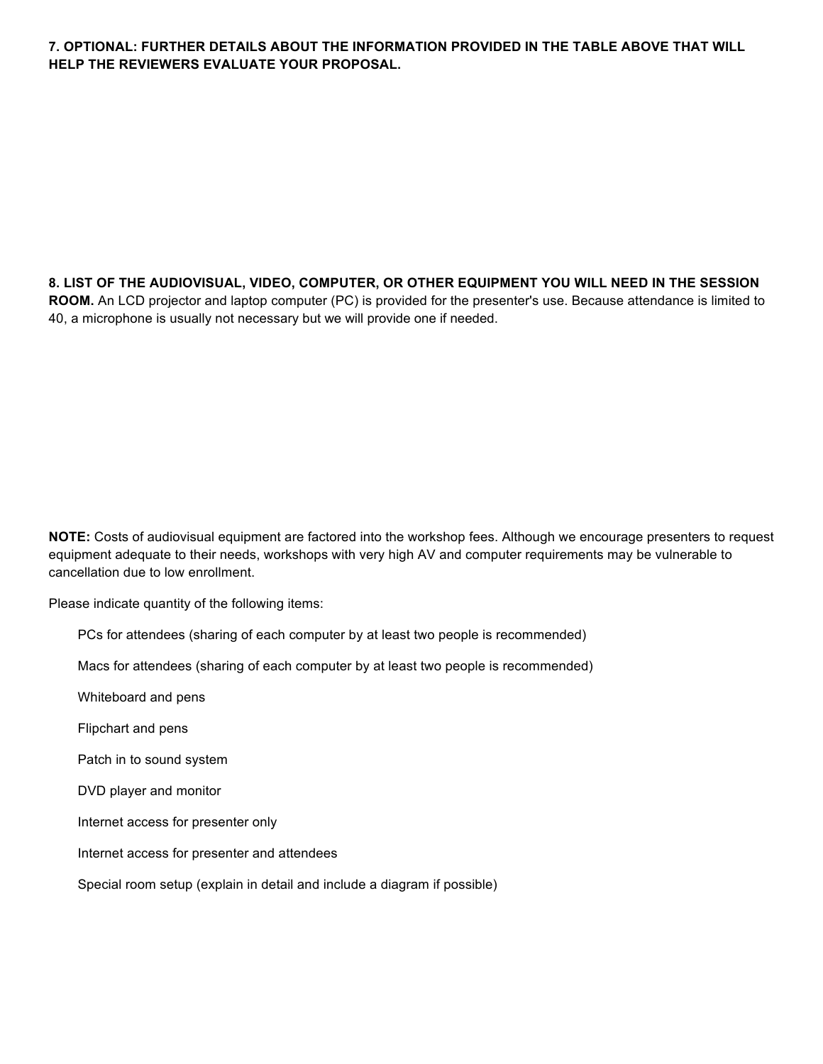**7. OPTIONAL: FURTHER DETAILS ABOUT THE INFORMATION PROVIDED IN THE TABLE ABOVE THAT WILL HELP THE REVIEWERS EVALUATE YOUR PROPOSAL.**

**8. LIST OF THE AUDIOVISUAL, VIDEO, COMPUTER, OR OTHER EQUIPMENT YOU WILL NEED IN THE SESSION ROOM.** An LCD projector and laptop computer (PC) is provided for the presenter's use. Because attendance is limited to 40, a microphone is usually not necessary but we will provide one if needed.

**NOTE:** Costs of audiovisual equipment are factored into the workshop fees. Although we encourage presenters to request equipment adequate to their needs, workshops with very high AV and computer requirements may be vulnerable to cancellation due to low enrollment.

Please indicate quantity of the following items:

- PCs for attendees (sharing of each computer by at least two people is recommended)
- Macs for attendees (sharing of each computer by at least two people is recommended)
- Whiteboard and pens
- Flipchart and pens
- Patch in to sound system
- DVD player and monitor
- Internet access for presenter only
- Internet access for presenter and attendees
- Special room setup (explain in detail and include a diagram if possible)